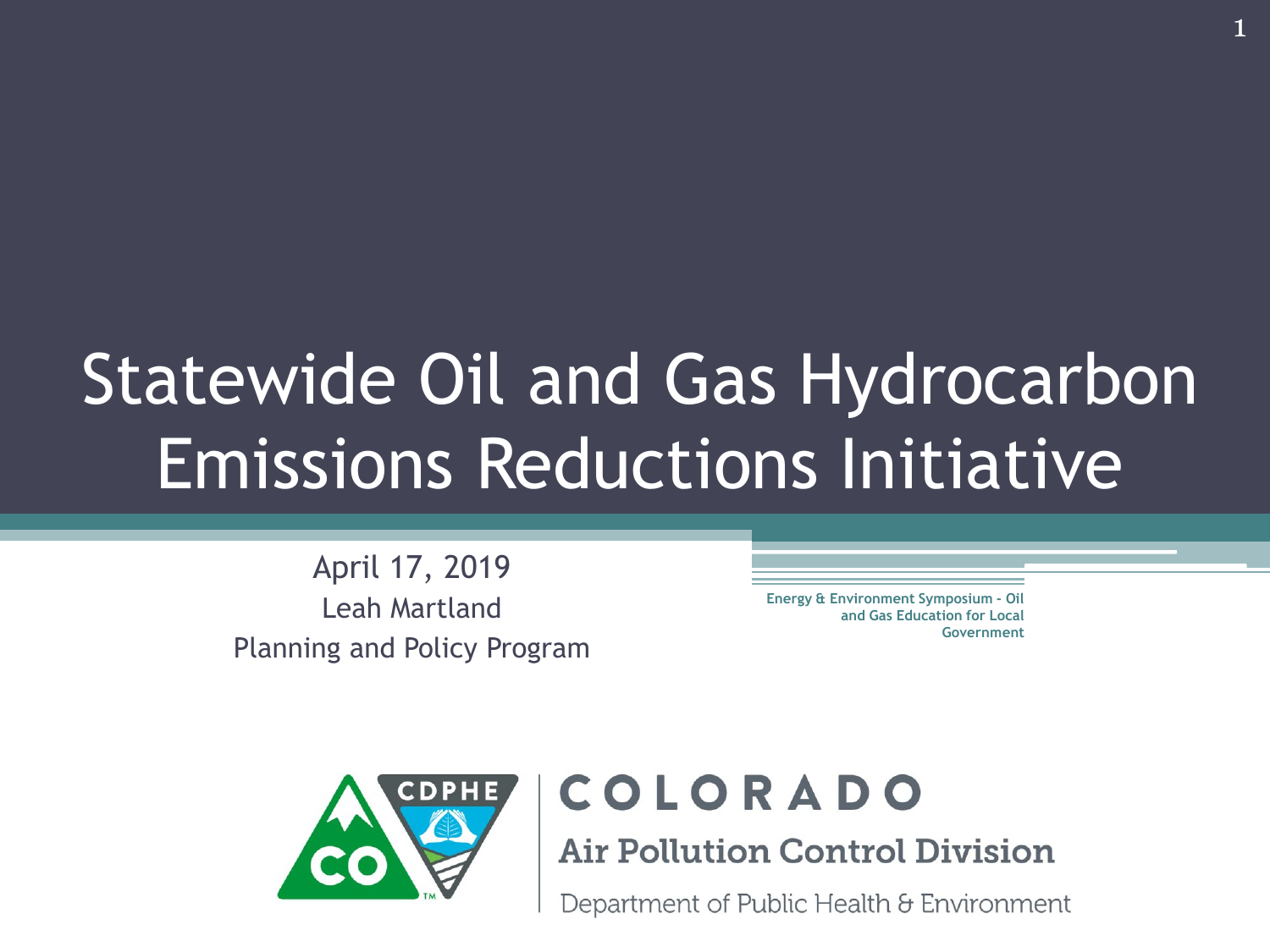# Statewide Oil and Gas Hydrocarbon Emissions Reductions Initiative

April 17, 2019
Leah Martland
Planning and Policy Program

Energy & Environment Symposium - Oil and Gas Education for Local Government

COLORADO
Air Pollution Control Division
Department of Public Health & Environment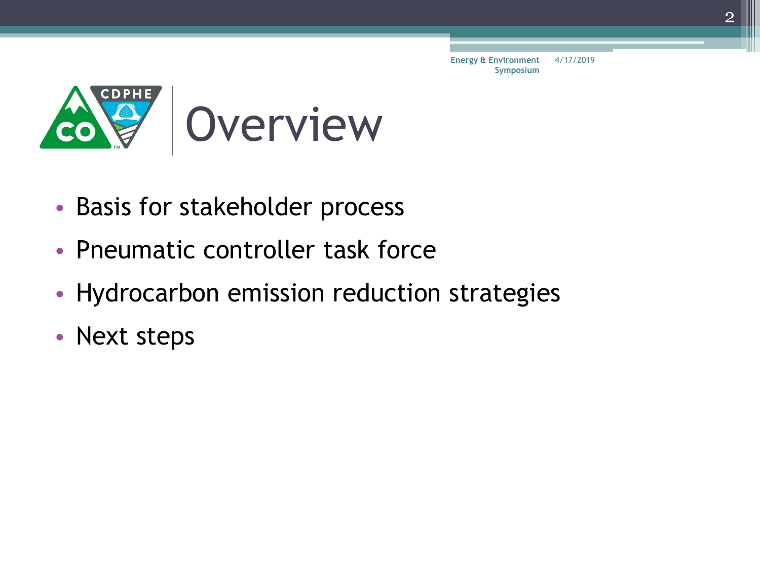# Overview

- Basis for stakeholder process
- Pneumatic controller task force
- Hydrocarbon emission reduction strategies
- Next steps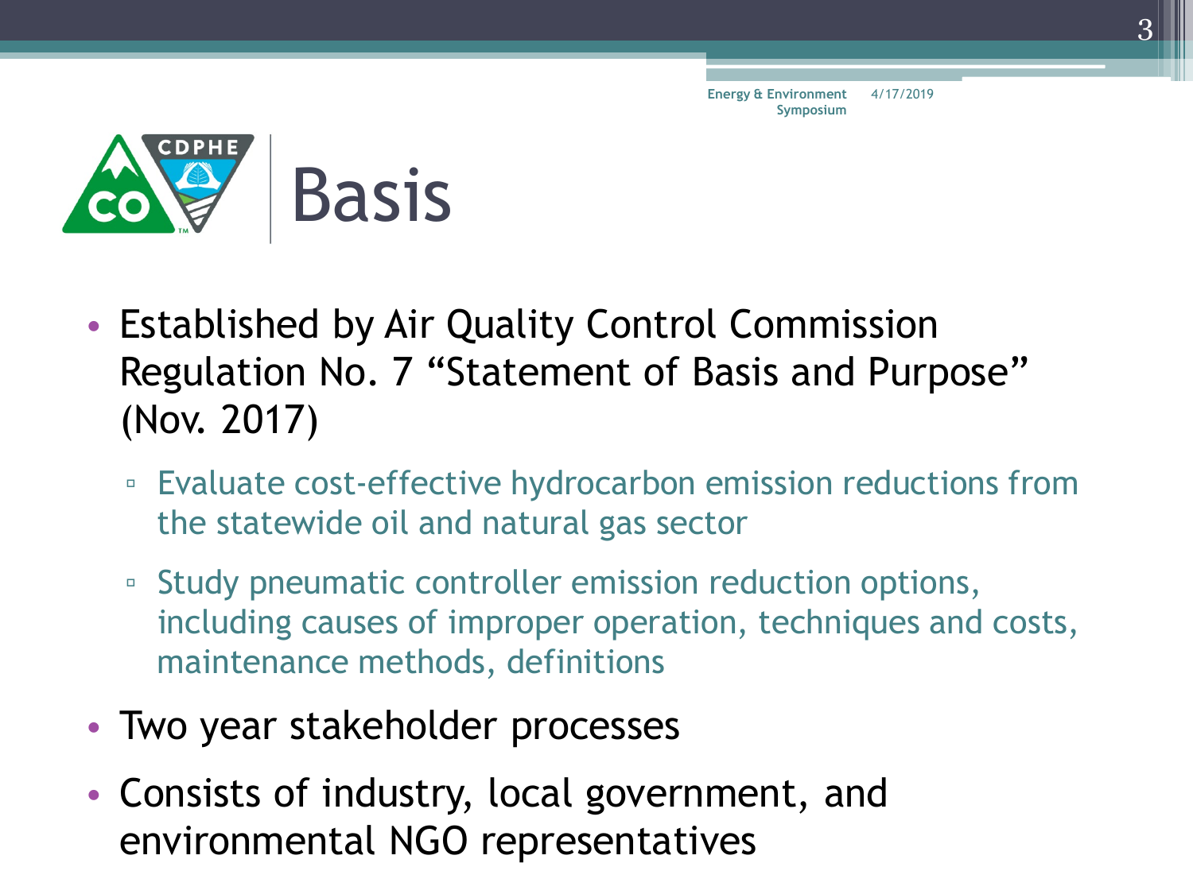# Basis

- Established by Air Quality Control Commission Regulation No. 7 "Statement of Basis and Purpose" (Nov. 2017)
  - Evaluate cost-effective hydrocarbon emission reductions from the statewide oil and natural gas sector
  - Study pneumatic controller emission reduction options, including causes of improper operation, techniques and costs, maintenance methods, definitions
- Two year stakeholder processes
- Consists of industry, local government, and environmental NGO representatives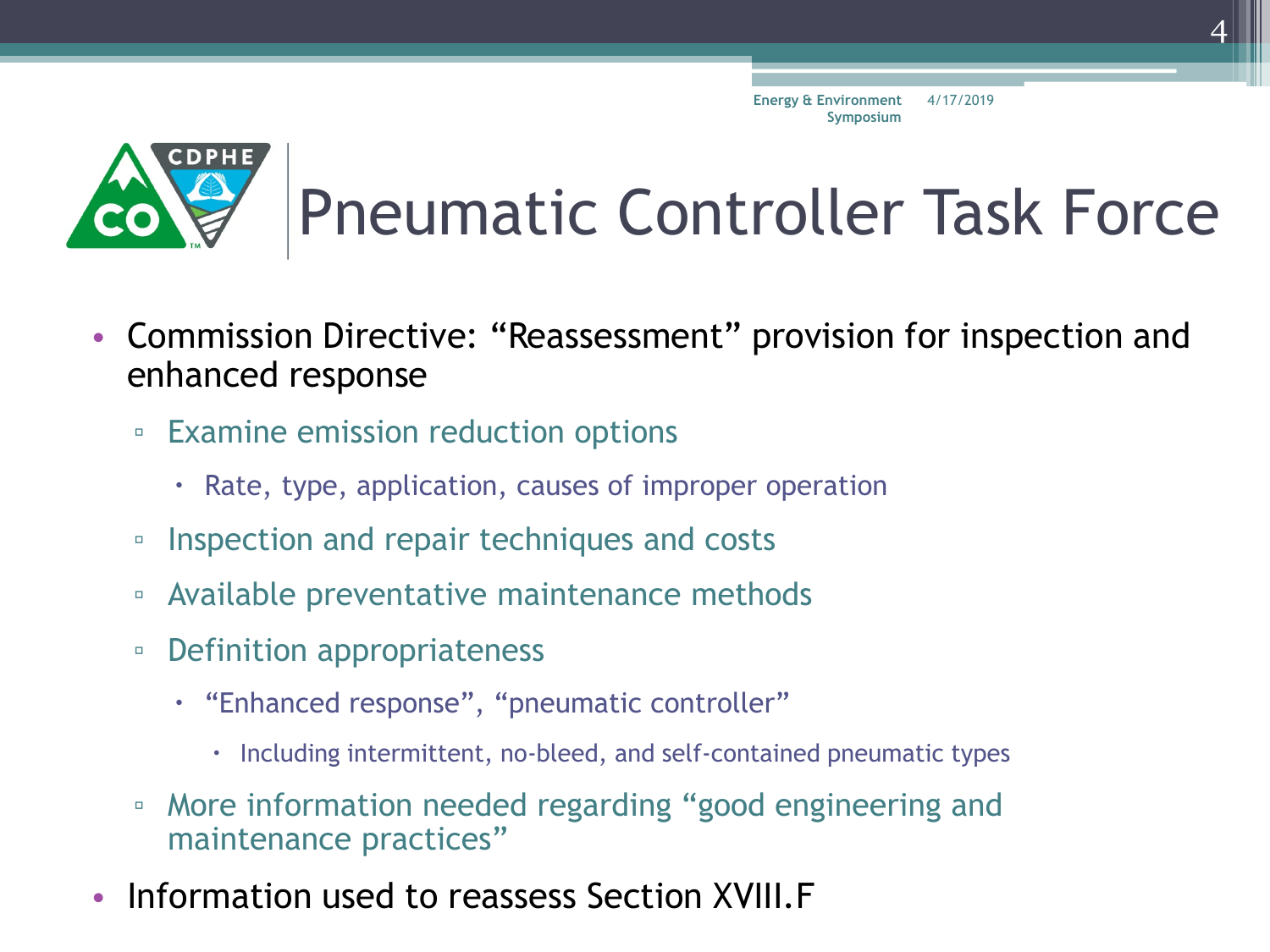# Pneumatic Controller Task Force

- Commission Directive: "Reassessment" provision for inspection and enhanced response
  - Examine emission reduction options
    - Rate, type, application, causes of improper operation
  - Inspection and repair techniques and costs
  - Available preventative maintenance methods
  - Definition appropriateness
    - "Enhanced response", "pneumatic controller"
      - Including intermittent, no-bleed, and self-contained pneumatic types
  - More information needed regarding "good engineering and maintenance practices"
- Information used to reassess Section XVIII.F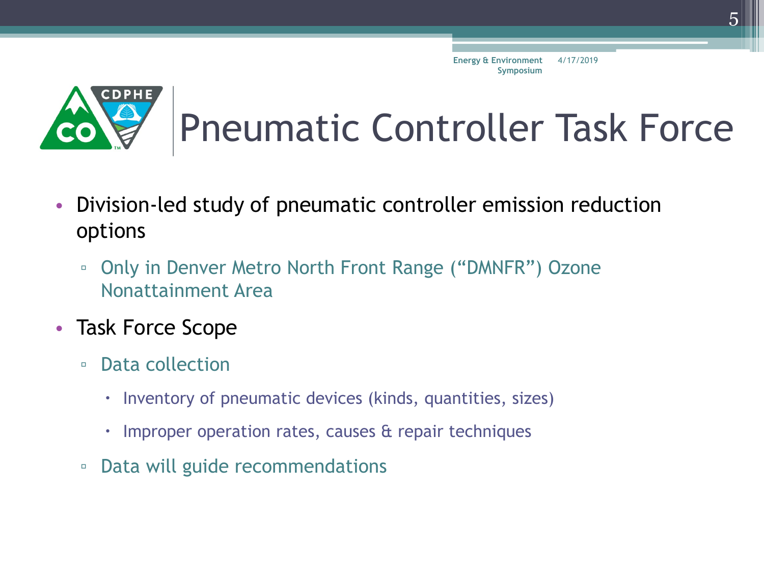# Pneumatic Controller Task Force

- Division-led study of pneumatic controller emission reduction options
  - Only in Denver Metro North Front Range ("DMNFR") Ozone Nonattainment Area
- Task Force Scope
  - Data collection
    - Inventory of pneumatic devices (kinds, quantities, sizes)
    - Improper operation rates, causes & repair techniques
  - Data will guide recommendations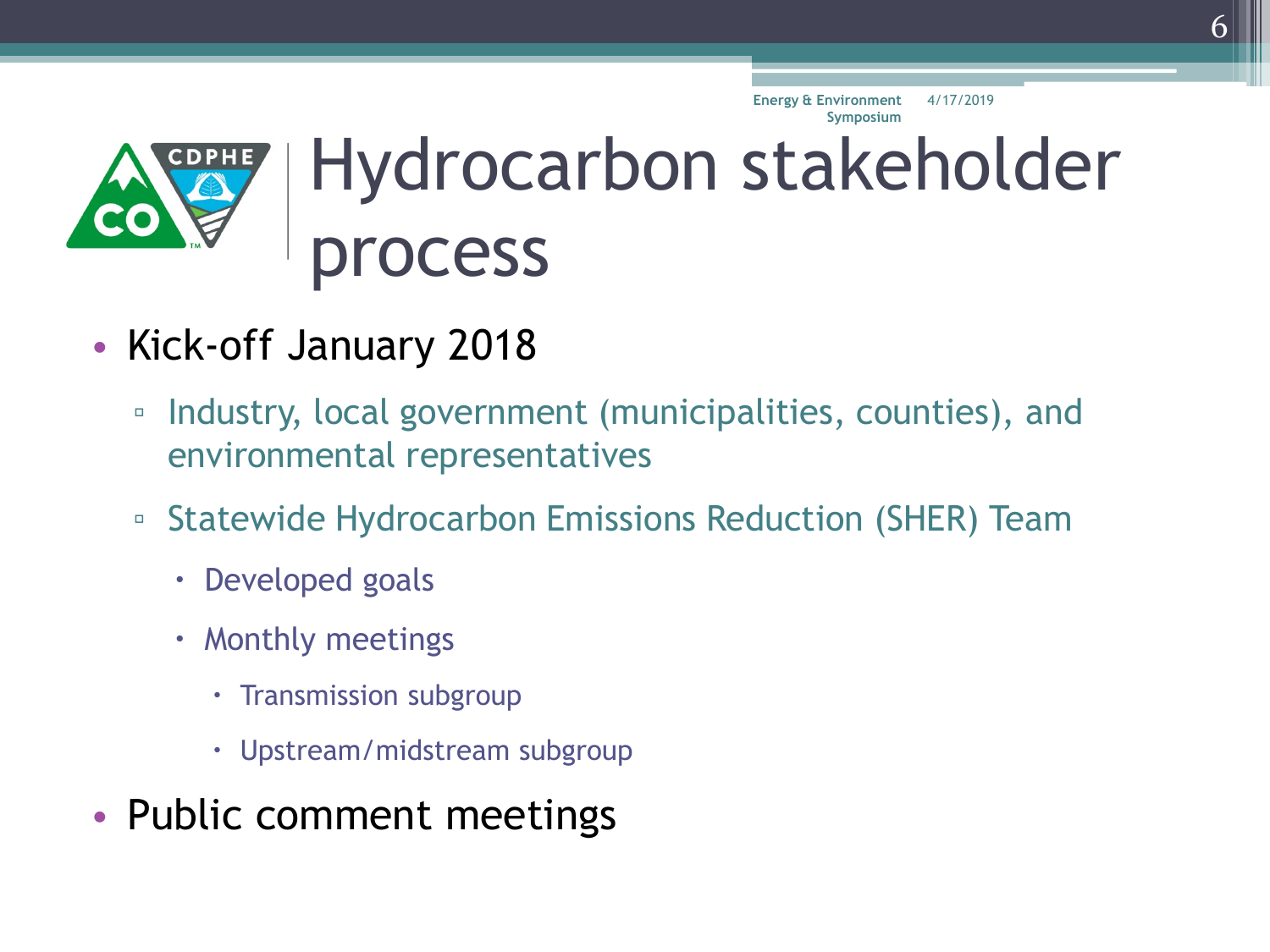# Hydrocarbon stakeholder process

- Kick-off January 2018
  - Industry, local government (municipalities, counties), and environmental representatives
  - Statewide Hydrocarbon Emissions Reduction (SHER) Team
    - Developed goals
    - Monthly meetings
      - Transmission subgroup
      - Upstream/midstream subgroup
- Public comment meetings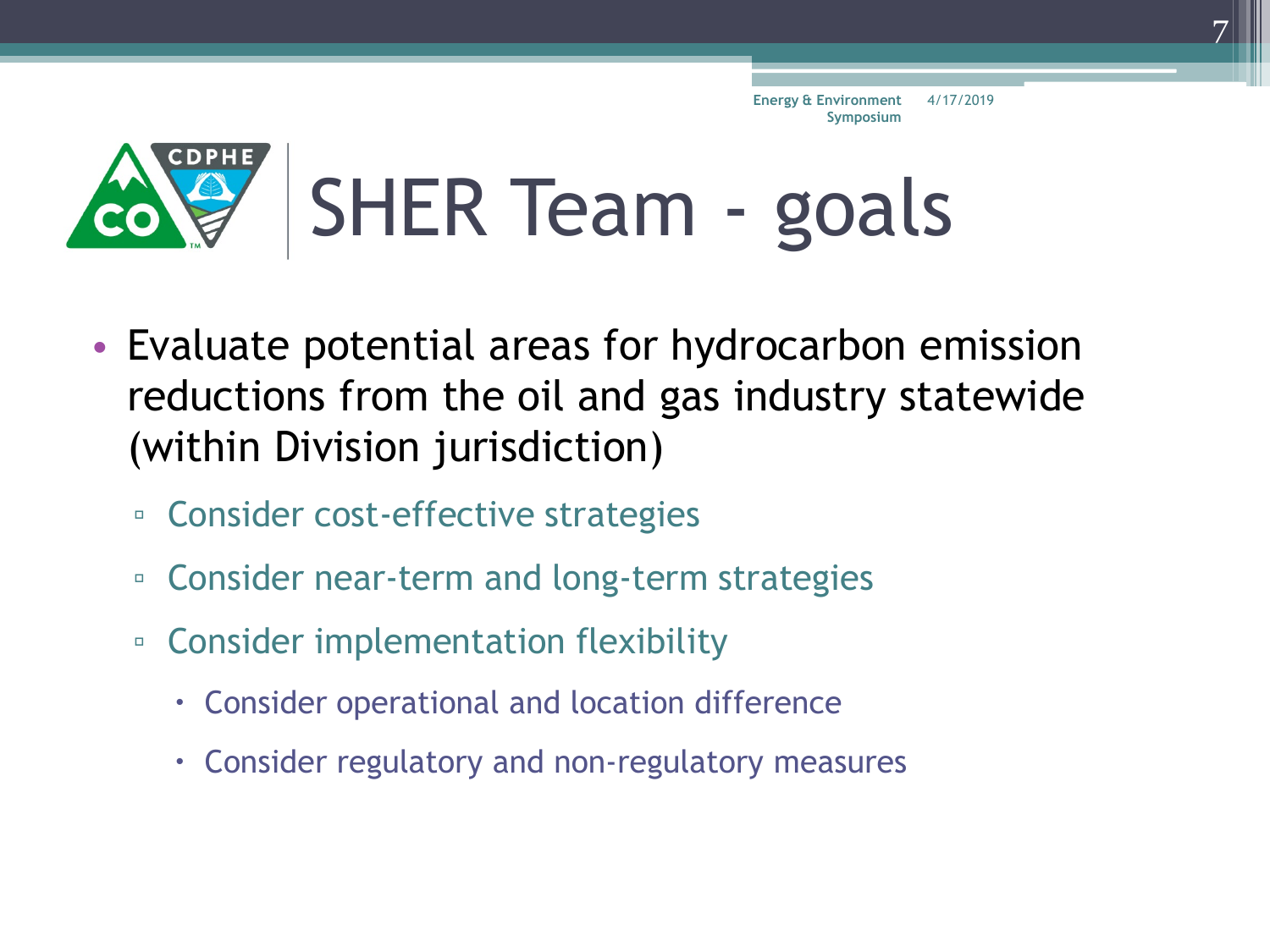# SHER Team - goals

- Evaluate potential areas for hydrocarbon emission reductions from the oil and gas industry statewide (within Division jurisdiction)
  - Consider cost-effective strategies
  - Consider near-term and long-term strategies
  - Consider implementation flexibility
    - Consider operational and location difference
    - Consider regulatory and non-regulatory measures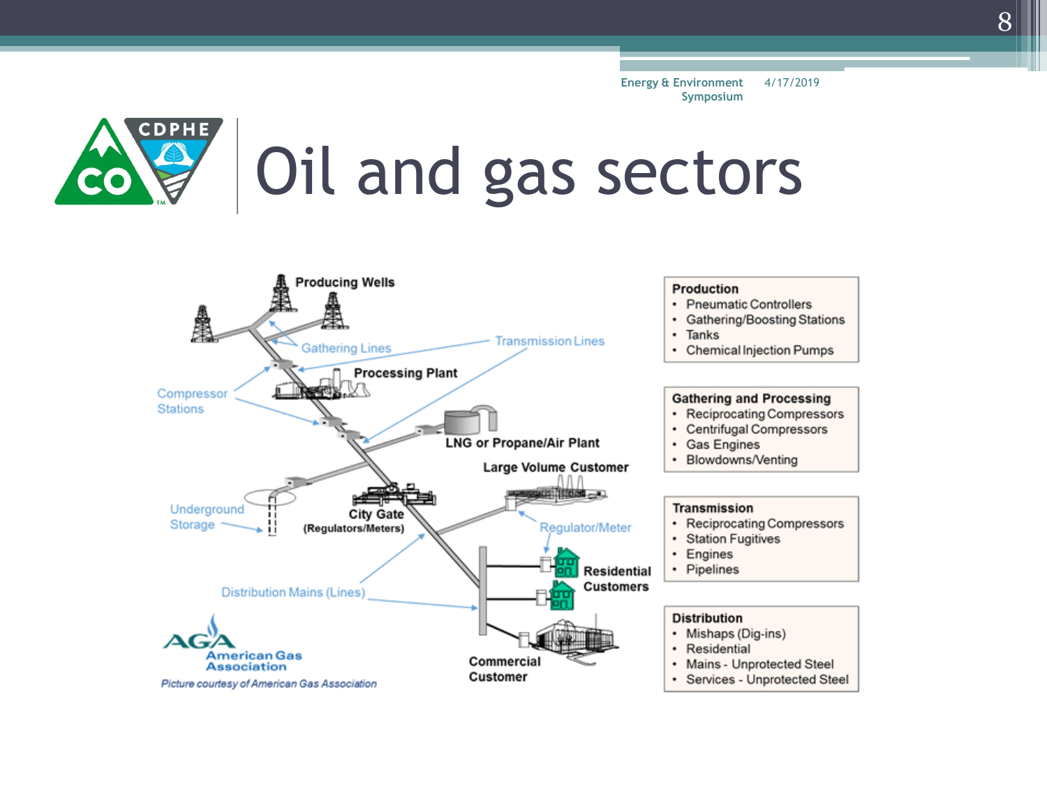# Oil and gas sectors

Producing Wells

Gathering Lines

Transmission Lines

Compressor Stations

Processing Plant

LNG or Propane/Air Plant

Large Volume Customer

Underground Storage

City Gate (Regulators/Meters)

Regulator/Meter

Residential Customers

Distribution Mains (Lines)

Commercial Customer

AGA American Gas Association

*Picture courtesy of American Gas Association*

**Production**

- Pneumatic Controllers
- Gathering/Boosting Stations
- Tanks
- Chemical Injection Pumps

**Gathering and Processing**

- Reciprocating Compressors
- Centrifugal Compressors
- Gas Engines
- Blowdowns/Venting

**Transmission**

- Reciprocating Compressors
- Station Fugitives
- Engines
- Pipelines

**Distribution**

- Mishaps (Dig-ins)
- Residential
- Mains - Unprotected Steel
- Services - Unprotected Steel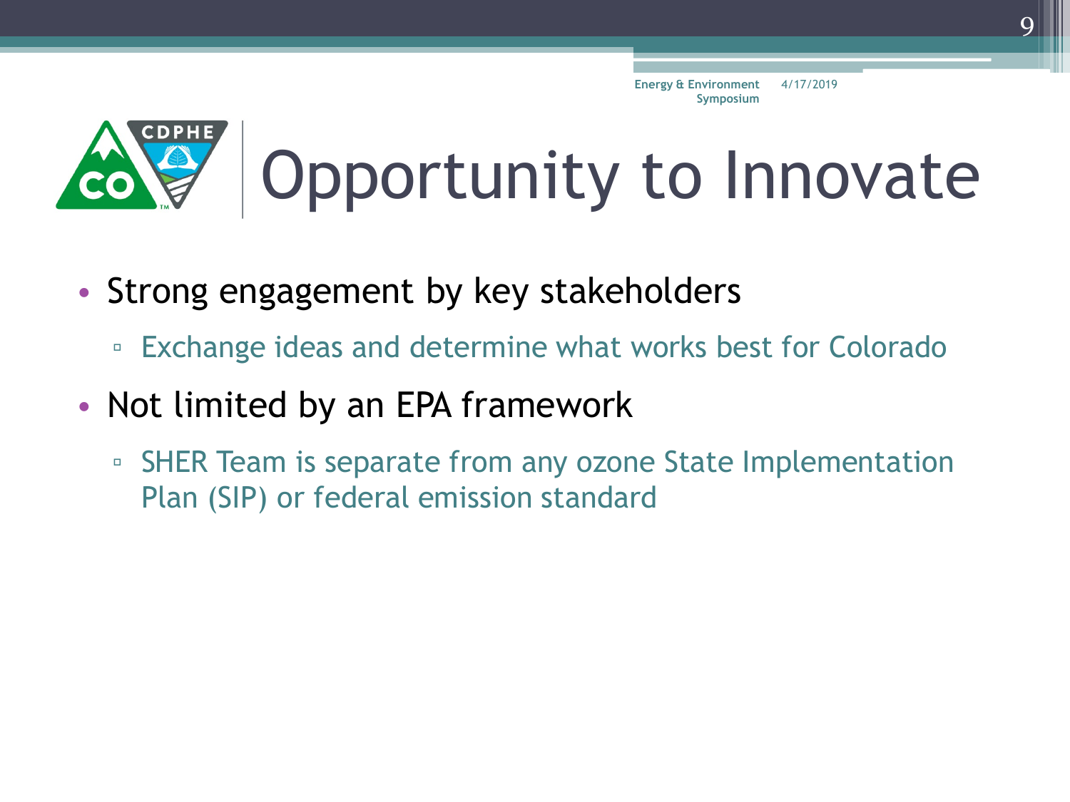# Opportunity to Innovate

- Strong engagement by key stakeholders
  - Exchange ideas and determine what works best for Colorado
- Not limited by an EPA framework
  - SHER Team is separate from any ozone State Implementation Plan (SIP) or federal emission standard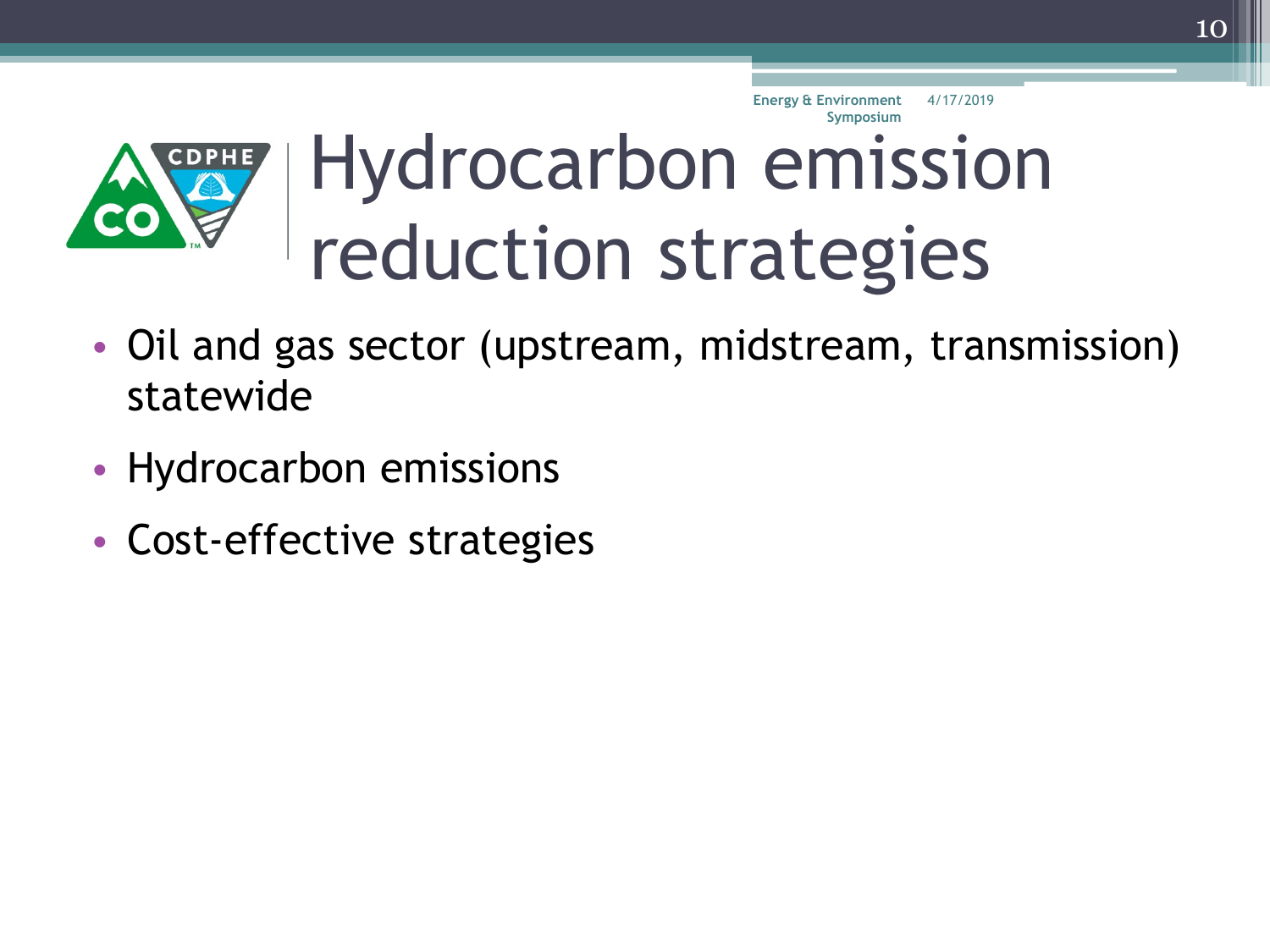# Hydrocarbon emission reduction strategies

- Oil and gas sector (upstream, midstream, transmission) statewide
- Hydrocarbon emissions
- Cost-effective strategies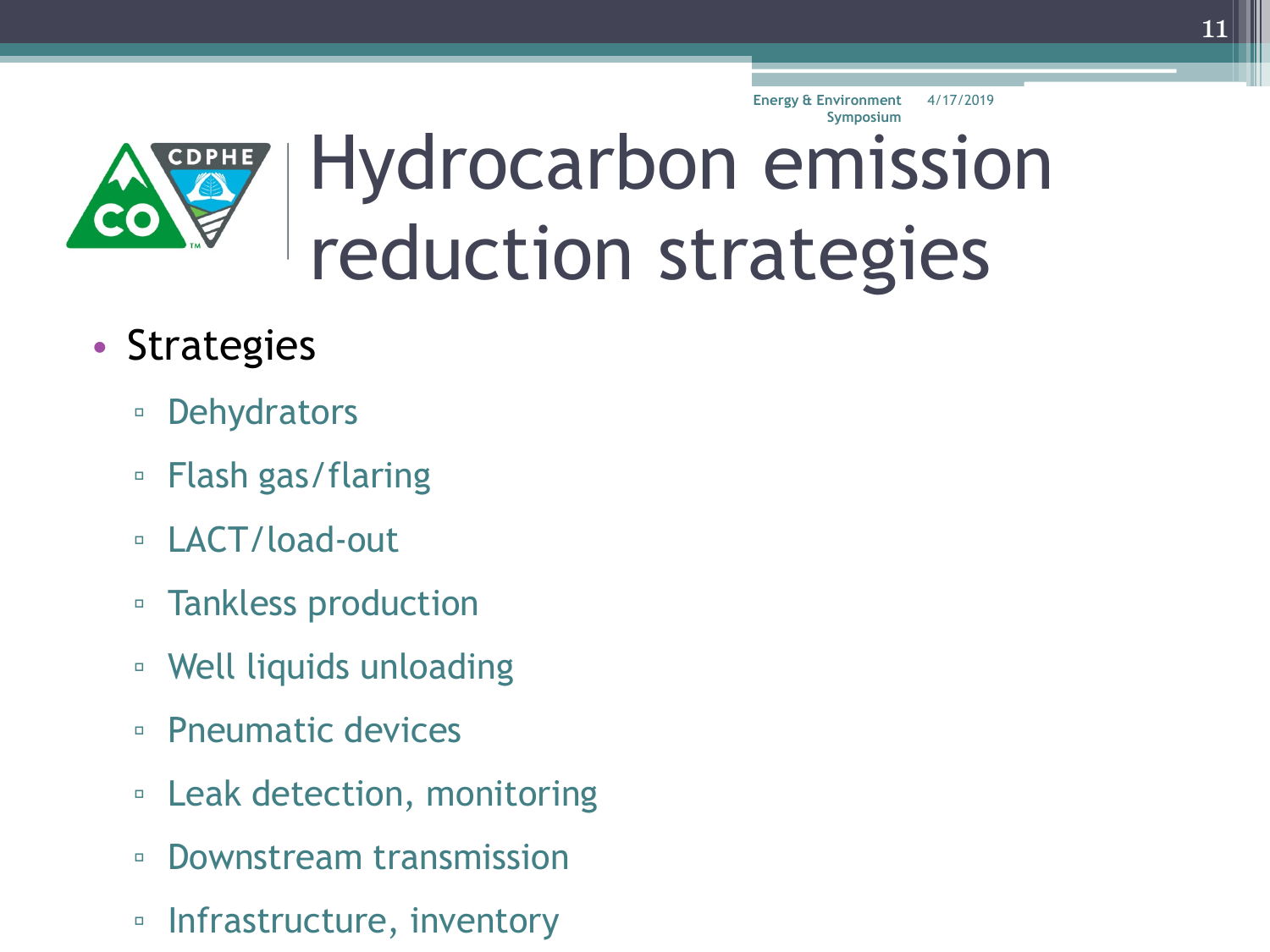# Hydrocarbon emission reduction strategies

- Strategies
  - Dehydrators
  - Flash gas/flaring
  - LACT/load-out
  - Tankless production
  - Well liquids unloading
  - Pneumatic devices
  - Leak detection, monitoring
  - Downstream transmission
  - Infrastructure, inventory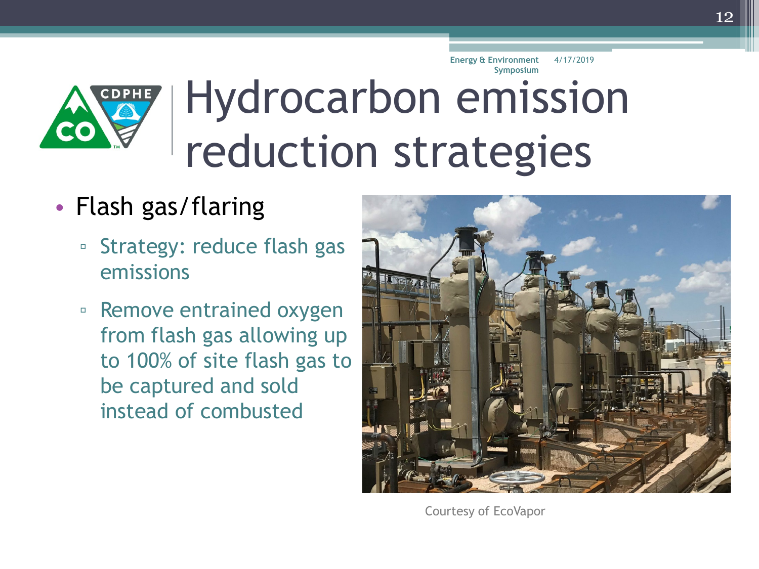# Hydrocarbon emission reduction strategies

- Flash gas/flaring
  - Strategy: reduce flash gas emissions
  - Remove entrained oxygen from flash gas allowing up to 100% of site flash gas to be captured and sold instead of combusted

Courtesy of EcoVapor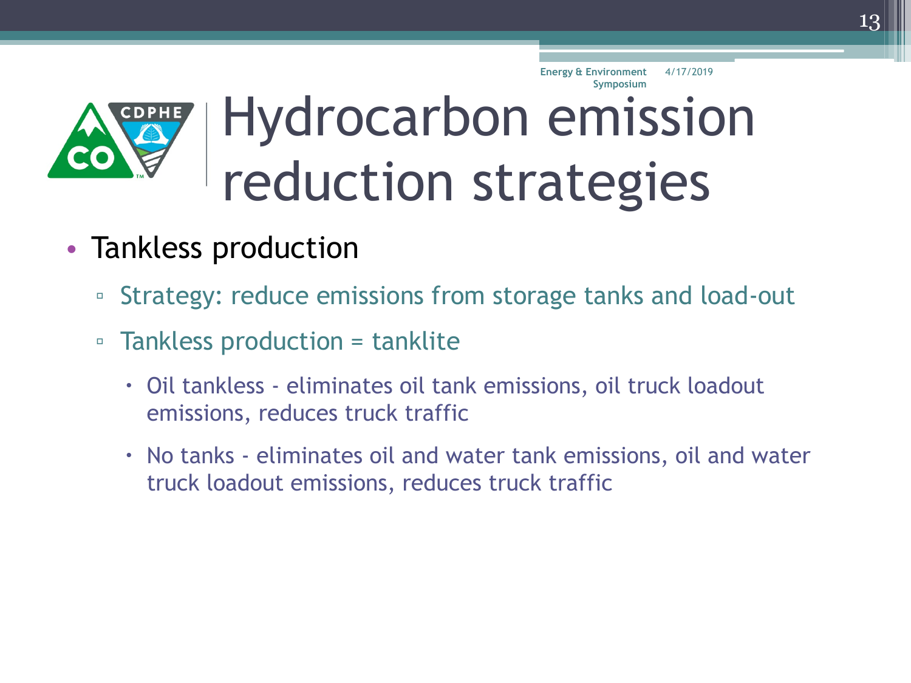# Hydrocarbon emission reduction strategies

- Tankless production
  - Strategy: reduce emissions from storage tanks and load-out
  - Tankless production = tanklite
    - Oil tankless - eliminates oil tank emissions, oil truck loadout emissions, reduces truck traffic
    - No tanks - eliminates oil and water tank emissions, oil and water truck loadout emissions, reduces truck traffic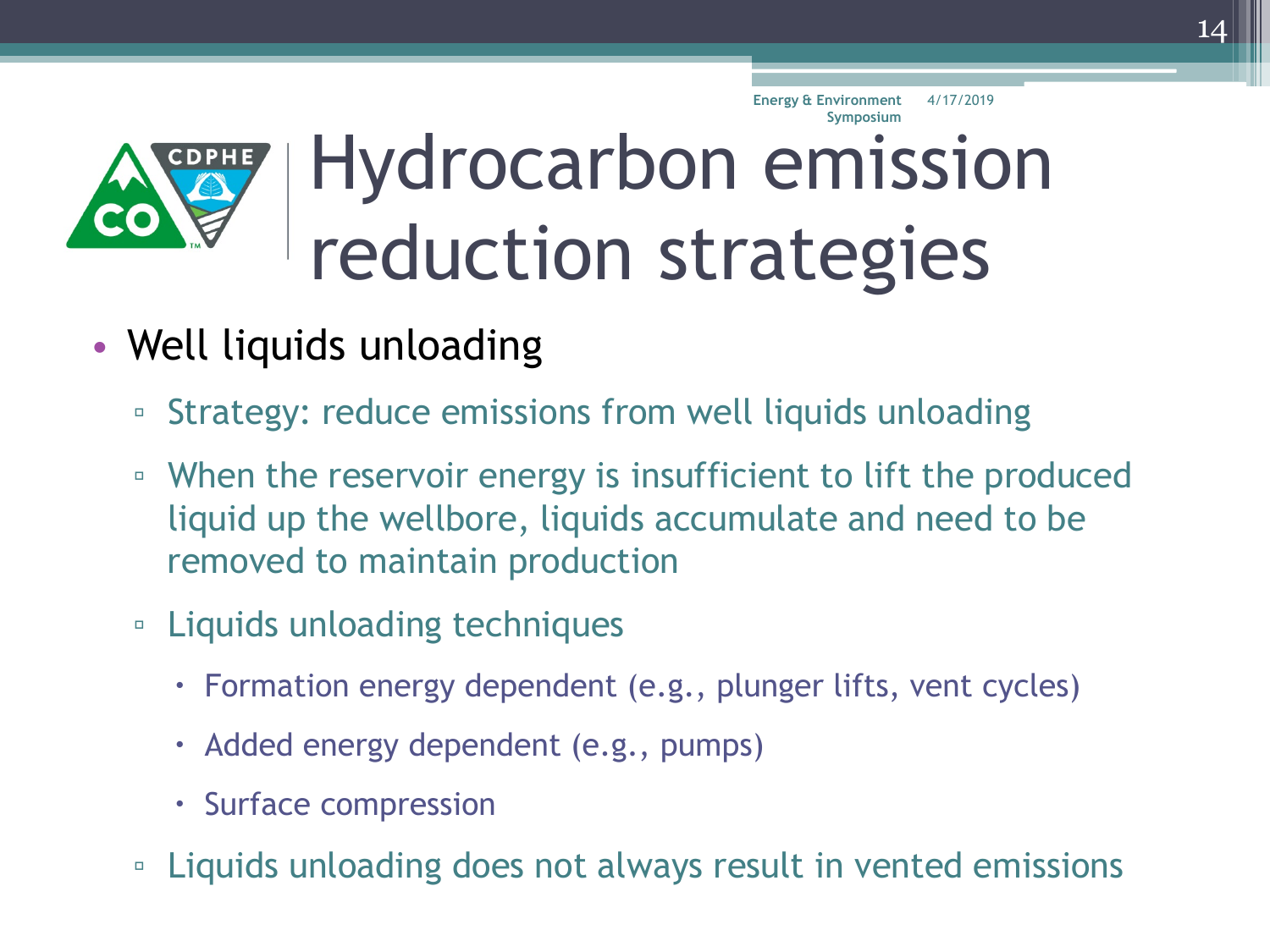# Hydrocarbon emission reduction strategies

- Well liquids unloading
  - Strategy: reduce emissions from well liquids unloading
  - When the reservoir energy is insufficient to lift the produced liquid up the wellbore, liquids accumulate and need to be removed to maintain production
  - Liquids unloading techniques
    - Formation energy dependent (e.g., plunger lifts, vent cycles)
    - Added energy dependent (e.g., pumps)
    - Surface compression
  - Liquids unloading does not always result in vented emissions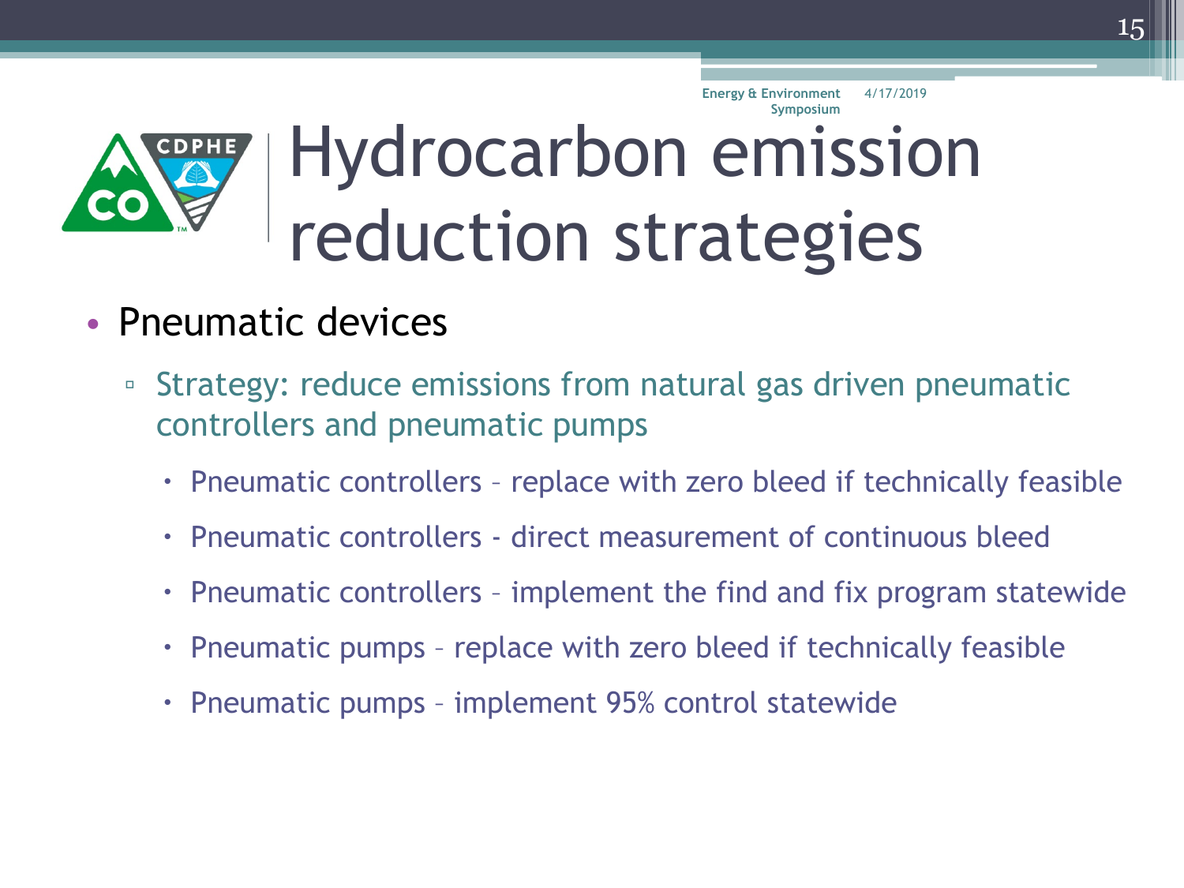# Hydrocarbon emission reduction strategies

- Pneumatic devices
  - Strategy: reduce emissions from natural gas driven pneumatic controllers and pneumatic pumps
    - Pneumatic controllers – replace with zero bleed if technically feasible
    - Pneumatic controllers - direct measurement of continuous bleed
    - Pneumatic controllers – implement the find and fix program statewide
    - Pneumatic pumps – replace with zero bleed if technically feasible
    - Pneumatic pumps – implement 95% control statewide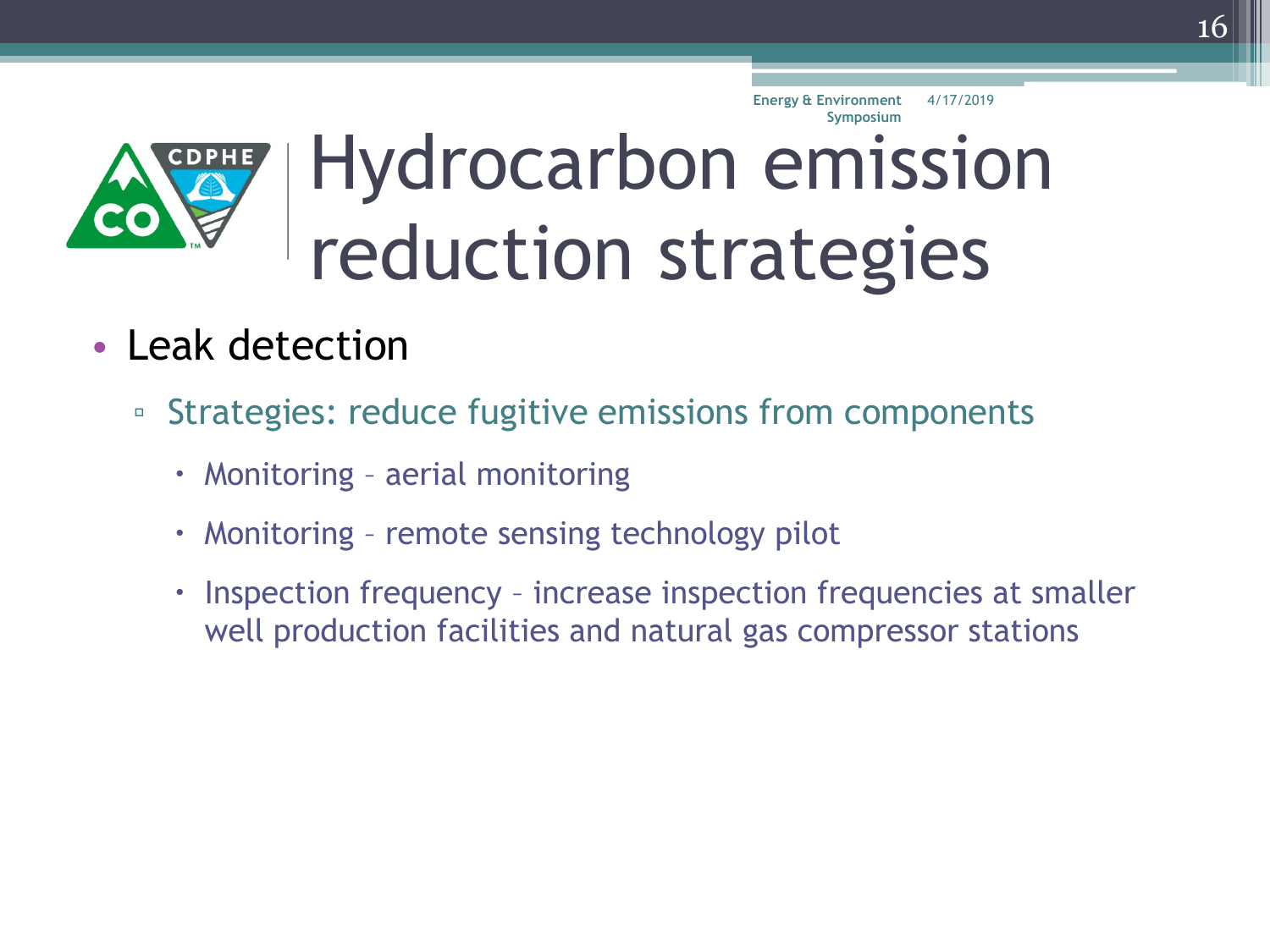# Hydrocarbon emission reduction strategies

- Leak detection
  - Strategies: reduce fugitive emissions from components
    - Monitoring – aerial monitoring
    - Monitoring – remote sensing technology pilot
    - Inspection frequency – increase inspection frequencies at smaller well production facilities and natural gas compressor stations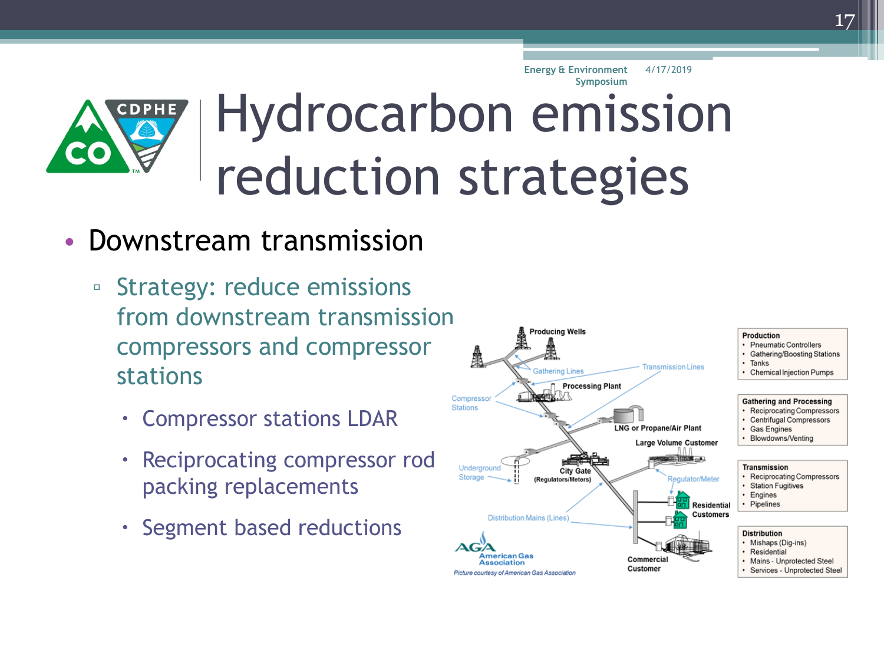# Hydrocarbon emission reduction strategies

- Downstream transmission
  - Strategy: reduce emissions from downstream transmission compressors and compressor stations
    - Compressor stations LDAR
    - Reciprocating compressor rod packing replacements
    - Segment based reductions

**Production**
- Pneumatic Controllers
- Gathering/Boosting Stations
- Tanks
- Chemical Injection Pumps

**Gathering and Processing**
- Reciprocating Compressors
- Centrifugal Compressors
- Gas Engines
- Blowdowns/Venting

**Transmission**
- Reciprocating Compressors
- Station Fugitives
- Engines
- Pipelines

**Distribution**
- Mishaps (Dig-ins)
- Residential
- Mains - Unprotected Steel
- Services - Unprotected Steel

*Picture courtesy of American Gas Association*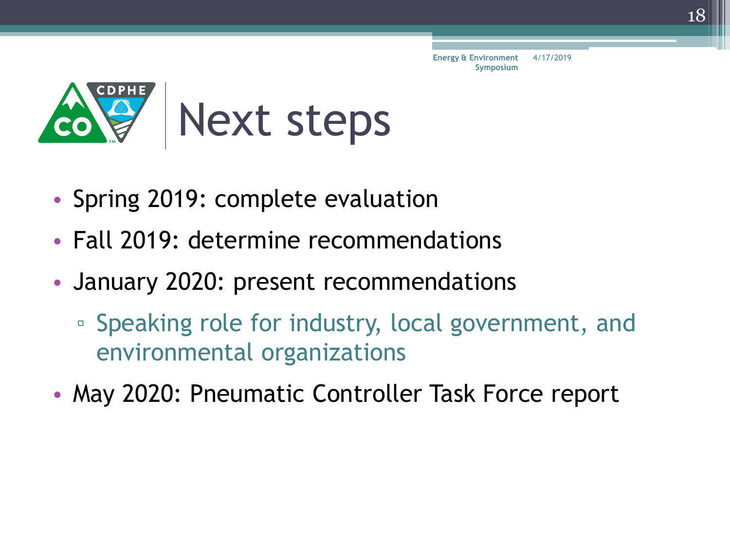# Next steps

- Spring 2019: complete evaluation
- Fall 2019: determine recommendations
- January 2020: present recommendations
  - Speaking role for industry, local government, and environmental organizations
- May 2020: Pneumatic Controller Task Force report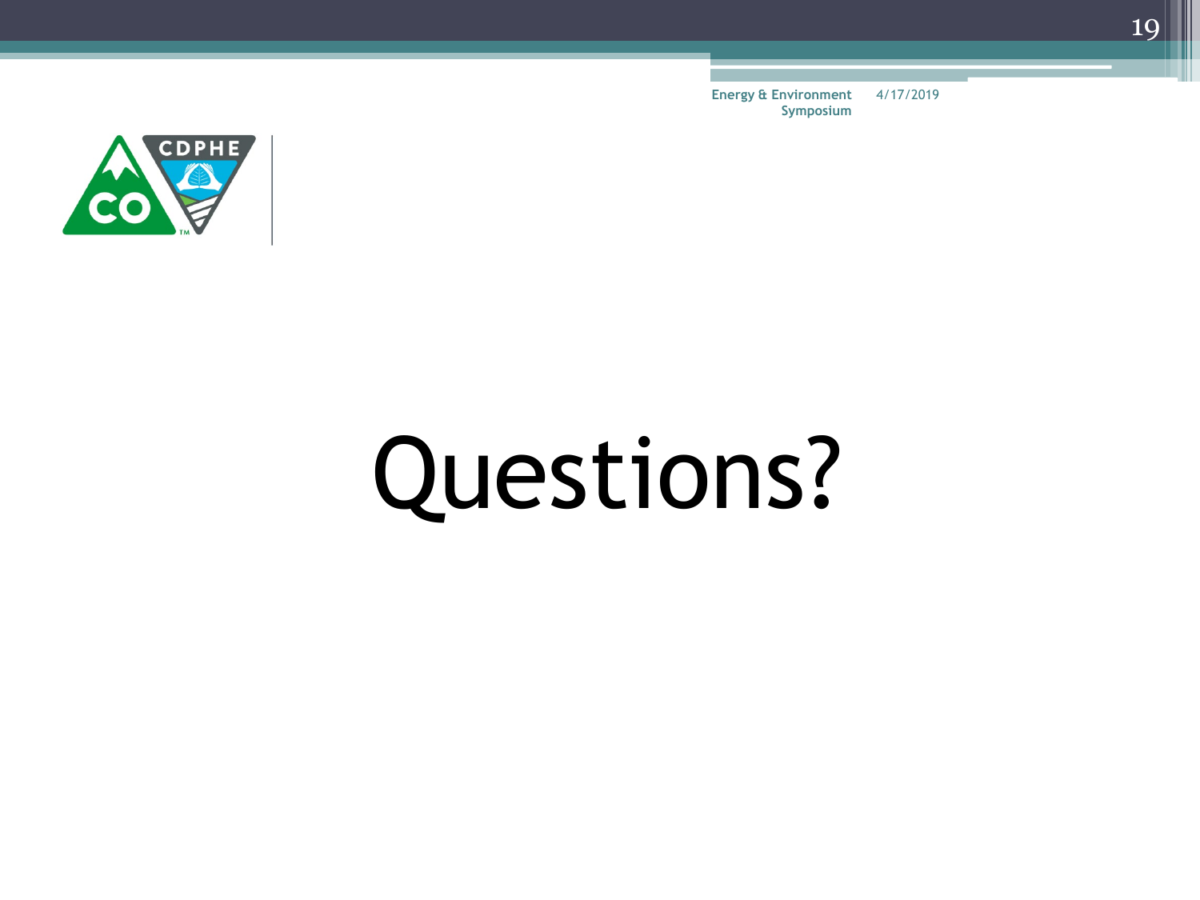# Questions?